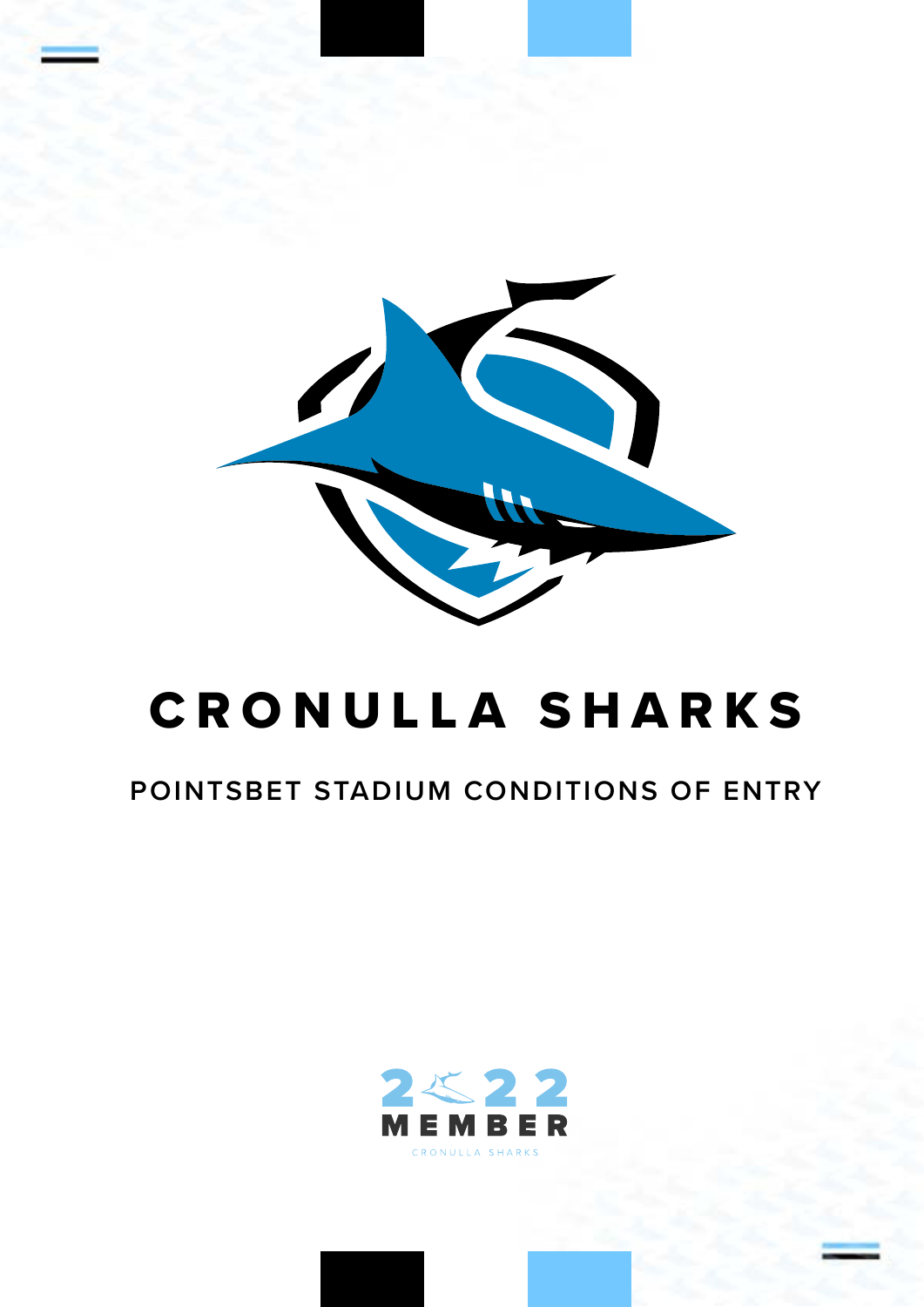# CRONULLA SHARKS

## POINTSBET STADIUM CONDITIONS OF ENTRY

2022 MEMBER

CRONULLA SHARKS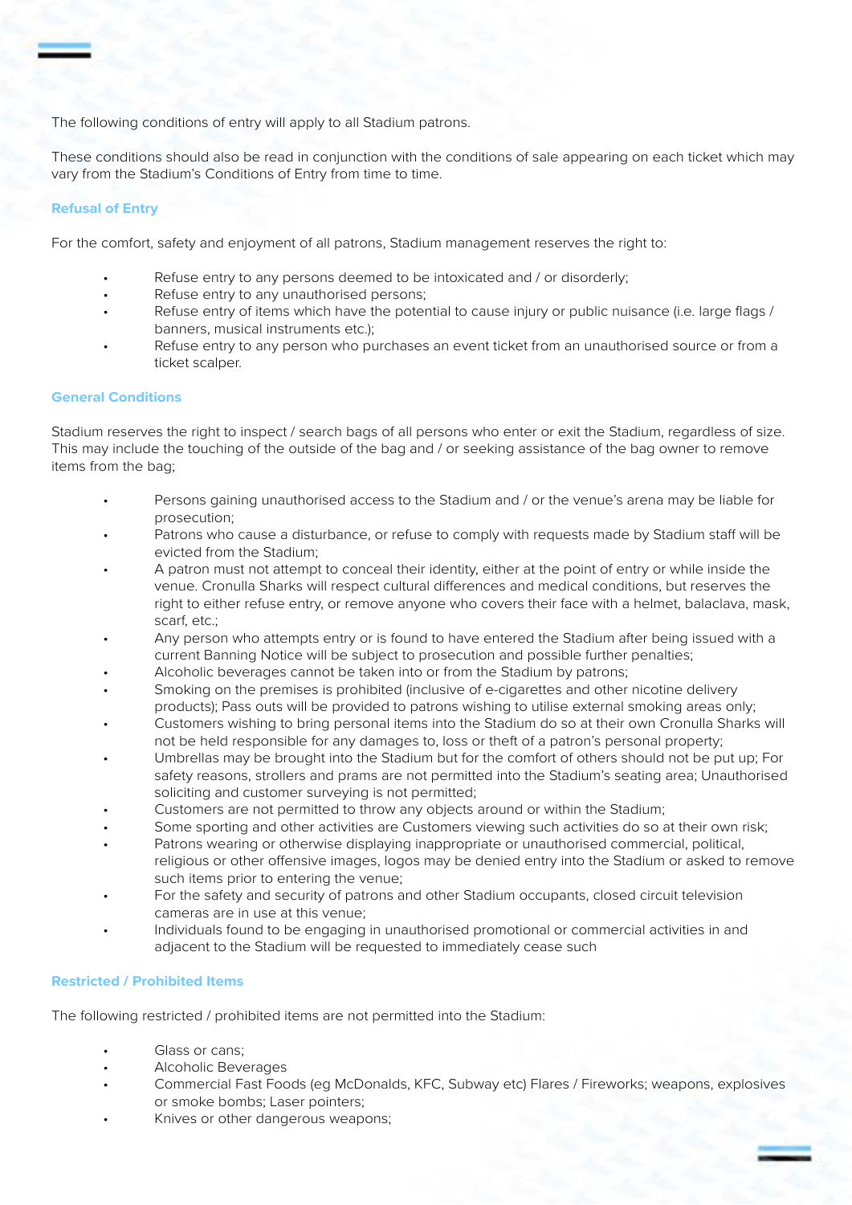The following conditions of entry will apply to all Stadium patrons.

These conditions should also be read in conjunction with the conditions of sale appearing on each ticket which may vary from the Stadium's Conditions of Entry from time to time.

## Refusal of Entry

For the comfort, safety and enjoyment of all patrons, Stadium management reserves the right to:

- Refuse entry to any persons deemed to be intoxicated and / or disorderly;
- Refuse entry to any unauthorised persons;
- Refuse entry of items which have the potential to cause injury or public nuisance (i.e. large flags / banners, musical instruments etc.);
- Refuse entry to any person who purchases an event ticket from an unauthorised source or from a ticket scalper.

## General Conditions

Stadium reserves the right to inspect / search bags of all persons who enter or exit the Stadium, regardless of size. This may include the touching of the outside of the bag and / or seeking assistance of the bag owner to remove items from the bag;

- Persons gaining unauthorised access to the Stadium and / or the venue's arena may be liable for prosecution;
- Patrons who cause a disturbance, or refuse to comply with requests made by Stadium staff will be evicted from the Stadium;
- A patron must not attempt to conceal their identity, either at the point of entry or while inside the venue. Cronulla Sharks will respect cultural differences and medical conditions, but reserves the right to either refuse entry, or remove anyone who covers their face with a helmet, balaclava, mask, scarf, etc.;
- Any person who attempts entry or is found to have entered the Stadium after being issued with a current Banning Notice will be subject to prosecution and possible further penalties;
- Alcoholic beverages cannot be taken into or from the Stadium by patrons;
- Smoking on the premises is prohibited (inclusive of e-cigarettes and other nicotine delivery products); Pass outs will be provided to patrons wishing to utilise external smoking areas only;
- Customers wishing to bring personal items into the Stadium do so at their own Cronulla Sharks will not be held responsible for any damages to, loss or theft of a patron's personal property;
- Umbrellas may be brought into the Stadium but for the comfort of others should not be put up; For safety reasons, strollers and prams are not permitted into the Stadium's seating area; Unauthorised soliciting and customer surveying is not permitted;
- Customers are not permitted to throw any objects around or within the Stadium;
- Some sporting and other activities are Customers viewing such activities do so at their own risk;
- Patrons wearing or otherwise displaying inappropriate or unauthorised commercial, political, religious or other offensive images, logos may be denied entry into the Stadium or asked to remove such items prior to entering the venue;
- For the safety and security of patrons and other Stadium occupants, closed circuit television cameras are in use at this venue;
- Individuals found to be engaging in unauthorised promotional or commercial activities in and adjacent to the Stadium will be requested to immediately cease such

## Restricted / Prohibited Items

The following restricted / prohibited items are not permitted into the Stadium:

- Glass or cans;
- Alcoholic Beverages
- Commercial Fast Foods (eg McDonalds, KFC, Subway etc) Flares / Fireworks; weapons, explosives or smoke bombs; Laser pointers;
- Knives or other dangerous weapons;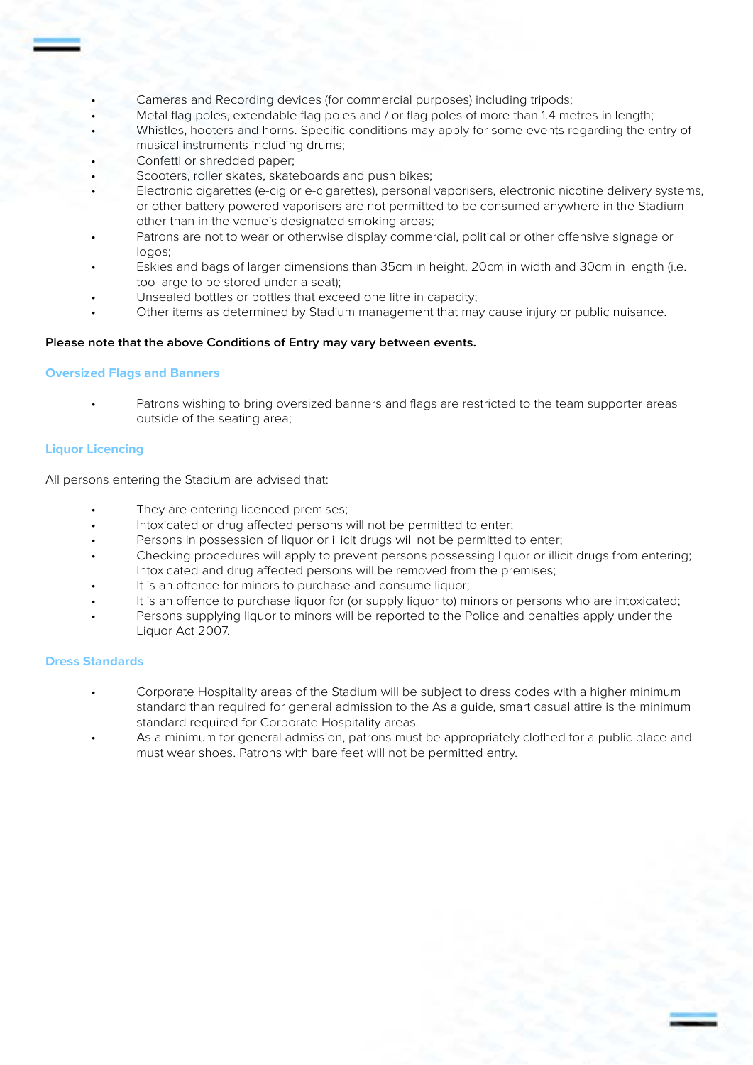- Cameras and Recording devices (for commercial purposes) including tripods;
- Metal flag poles, extendable flag poles and / or flag poles of more than 1.4 metres in length;
- Whistles, hooters and horns. Specific conditions may apply for some events regarding the entry of musical instruments including drums;
- Confetti or shredded paper;
- Scooters, roller skates, skateboards and push bikes;
- Electronic cigarettes (e-cig or e-cigarettes), personal vaporisers, electronic nicotine delivery systems, or other battery powered vaporisers are not permitted to be consumed anywhere in the Stadium other than in the venue's designated smoking areas;
- Patrons are not to wear or otherwise display commercial, political or other offensive signage or logos;
- Eskies and bags of larger dimensions than 35cm in height, 20cm in width and 30cm in length (i.e. too large to be stored under a seat);
- Unsealed bottles or bottles that exceed one litre in capacity;
- Other items as determined by Stadium management that may cause injury or public nuisance.

**Please note that the above Conditions of Entry may vary between events.**

### Oversized Flags and Banners

- Patrons wishing to bring oversized banners and flags are restricted to the team supporter areas outside of the seating area;

### Liquor Licencing

All persons entering the Stadium are advised that:

- They are entering licenced premises;
- Intoxicated or drug affected persons will not be permitted to enter;
- Persons in possession of liquor or illicit drugs will not be permitted to enter;
- Checking procedures will apply to prevent persons possessing liquor or illicit drugs from entering; Intoxicated and drug affected persons will be removed from the premises;
- It is an offence for minors to purchase and consume liquor;
- It is an offence to purchase liquor for (or supply liquor to) minors or persons who are intoxicated;
- Persons supplying liquor to minors will be reported to the Police and penalties apply under the Liquor Act 2007.

### Dress Standards

- Corporate Hospitality areas of the Stadium will be subject to dress codes with a higher minimum standard than required for general admission to the As a guide, smart casual attire is the minimum standard required for Corporate Hospitality areas.
- As a minimum for general admission, patrons must be appropriately clothed for a public place and must wear shoes. Patrons with bare feet will not be permitted entry.